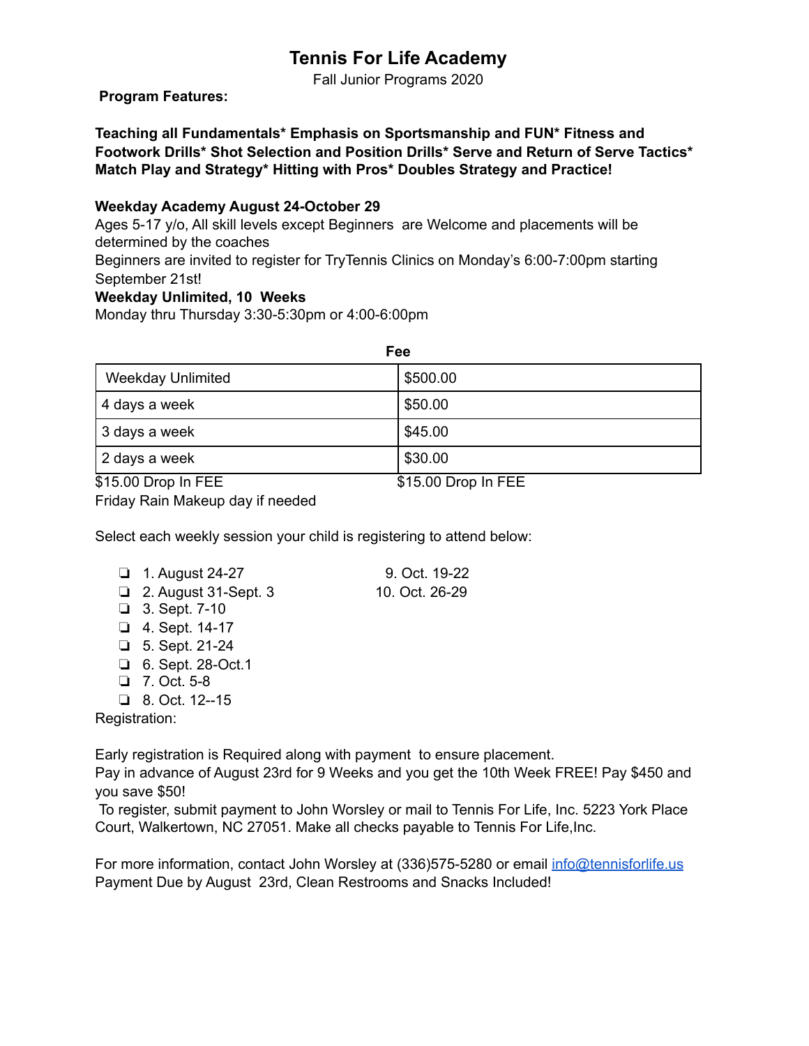# Tennis For Life Academy

Fall Junior Programs 2020

**Program Features:**

**Teaching all Fundamentals* Emphasis on Sportsmanship and FUN* Fitness and Footwork Drills* Shot Selection and Position Drills* Serve and Return of Serve Tactics* Match Play and Strategy* Hitting with Pros* Doubles Strategy and Practice!**

**Weekday Academy August 24-October 29**

Ages 5-17 y/o, All skill levels except Beginners are Welcome and placements will be determined by the coaches

Beginners are invited to register for TryTennis Clinics on Monday's 6:00-7:00pm starting September 21st!

**Weekday Unlimited, 10 Weeks**

Monday thru Thursday 3:30-5:30pm or 4:00-6:00pm

**Fee**

| Weekday Unlimited | $500.00 |
|---|---|
| 4 days a week | $50.00 |
| 3 days a week | $45.00 |
| 2 days a week | $30.00 |
| $15.00 Drop In FEE | $15.00 Drop In FEE |

Friday Rain Makeup day if needed

Select each weekly session your child is registering to attend below:

- ❏ 1. August 24-27
- ❏ 2. August 31-Sept. 3
- ❏ 3. Sept. 7-10
- ❏ 4. Sept. 14-17
- ❏ 5. Sept. 21-24
- ❏ 6. Sept. 28-Oct.1
- ❏ 7. Oct. 5-8
- ❏ 8. Oct. 12--15
- 9. Oct. 19-22
- 10. Oct. 26-29

Registration:

Early registration is Required along with payment to ensure placement.

Pay in advance of August 23rd for 9 Weeks and you get the 10th Week FREE! Pay $450 and you save $50!

To register, submit payment to John Worsley or mail to Tennis For Life, Inc. 5223 York Place Court, Walkertown, NC 27051. Make all checks payable to Tennis For Life,Inc.

For more information, contact John Worsley at (336)575-5280 or email [info@tennisforlife.us](mailto:info@tennisforlife.us)

Payment Due by August 23rd, Clean Restrooms and Snacks Included!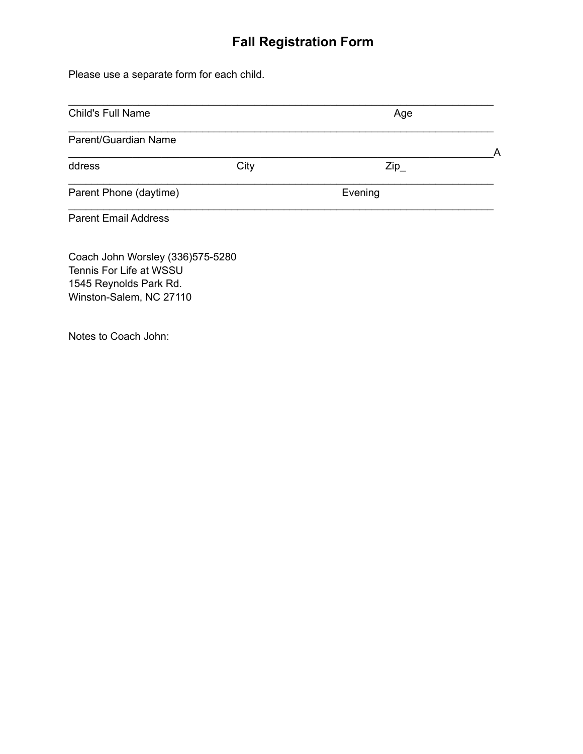# Fall Registration Form

Please use a separate form for each child.

_____________________________________________________________________________
Child's Full Name                                                                                    Age
_____________________________________________________________________________
Parent/Guardian Name
_____________________________________________________________________________A
ddress                                             City                                              Zip_
_____________________________________________________________________________
Parent Phone (daytime)                                                          Evening
_____________________________________________________________________________
Parent Email Address

Coach John Worsley (336)575-5280
Tennis For Life at WSSU
1545 Reynolds Park Rd.
Winston-Salem, NC 27110

Notes to Coach John: